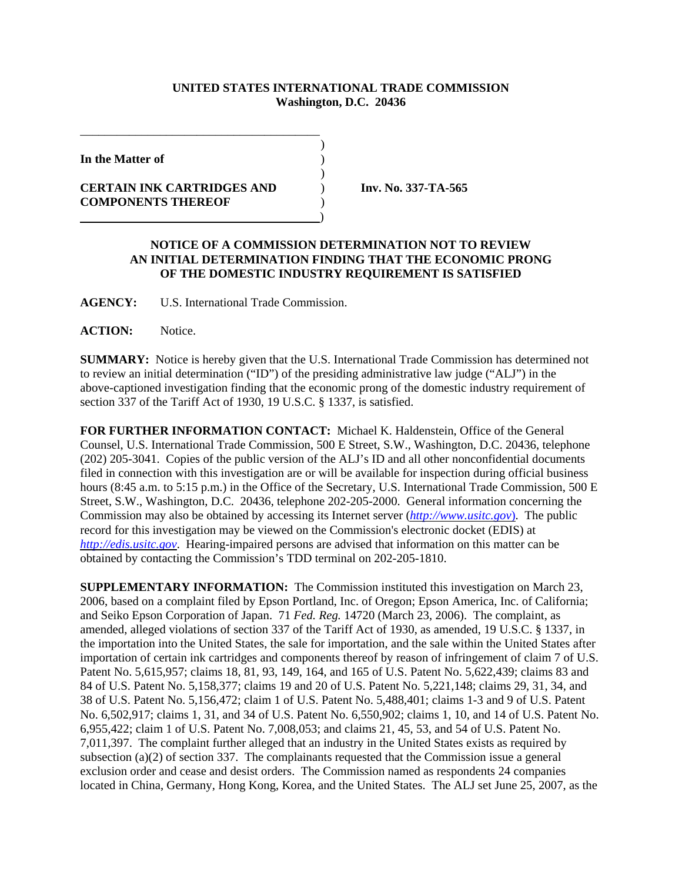**UNITED STATES INTERNATIONAL TRADE COMMISSION**
**Washington, D.C. 20436**

**In the Matter of**

**CERTAIN INK CARTRIDGES AND COMPONENTS THEREOF**

**Inv. No. 337-TA-565**

## NOTICE OF A COMMISSION DETERMINATION NOT TO REVIEW AN INITIAL DETERMINATION FINDING THAT THE ECONOMIC PRONG OF THE DOMESTIC INDUSTRY REQUIREMENT IS SATISFIED

**AGENCY:** U.S. International Trade Commission.

**ACTION:** Notice.

**SUMMARY:** Notice is hereby given that the U.S. International Trade Commission has determined not to review an initial determination ("ID") of the presiding administrative law judge ("ALJ") in the above-captioned investigation finding that the economic prong of the domestic industry requirement of section 337 of the Tariff Act of 1930, 19 U.S.C. § 1337, is satisfied.

**FOR FURTHER INFORMATION CONTACT:** Michael K. Haldenstein, Office of the General Counsel, U.S. International Trade Commission, 500 E Street, S.W., Washington, D.C. 20436, telephone (202) 205-3041. Copies of the public version of the ALJ's ID and all other nonconfidential documents filed in connection with this investigation are or will be available for inspection during official business hours (8:45 a.m. to 5:15 p.m.) in the Office of the Secretary, U.S. International Trade Commission, 500 E Street, S.W., Washington, D.C. 20436, telephone 202-205-2000. General information concerning the Commission may also be obtained by accessing its Internet server (*http://www.usitc.gov*). The public record for this investigation may be viewed on the Commission's electronic docket (EDIS) at *http://edis.usitc.gov*. Hearing-impaired persons are advised that information on this matter can be obtained by contacting the Commission's TDD terminal on 202-205-1810.

**SUPPLEMENTARY INFORMATION:** The Commission instituted this investigation on March 23, 2006, based on a complaint filed by Epson Portland, Inc. of Oregon; Epson America, Inc. of California; and Seiko Epson Corporation of Japan. 71 *Fed. Reg.* 14720 (March 23, 2006). The complaint, as amended, alleged violations of section 337 of the Tariff Act of 1930, as amended, 19 U.S.C. § 1337, in the importation into the United States, the sale for importation, and the sale within the United States after importation of certain ink cartridges and components thereof by reason of infringement of claim 7 of U.S. Patent No. 5,615,957; claims 18, 81, 93, 149, 164, and 165 of U.S. Patent No. 5,622,439; claims 83 and 84 of U.S. Patent No. 5,158,377; claims 19 and 20 of U.S. Patent No. 5,221,148; claims 29, 31, 34, and 38 of U.S. Patent No. 5,156,472; claim 1 of U.S. Patent No. 5,488,401; claims 1-3 and 9 of U.S. Patent No. 6,502,917; claims 1, 31, and 34 of U.S. Patent No. 6,550,902; claims 1, 10, and 14 of U.S. Patent No. 6,955,422; claim 1 of U.S. Patent No. 7,008,053; and claims 21, 45, 53, and 54 of U.S. Patent No. 7,011,397. The complaint further alleged that an industry in the United States exists as required by subsection (a)(2) of section 337. The complainants requested that the Commission issue a general exclusion order and cease and desist orders. The Commission named as respondents 24 companies located in China, Germany, Hong Kong, Korea, and the United States. The ALJ set June 25, 2007, as the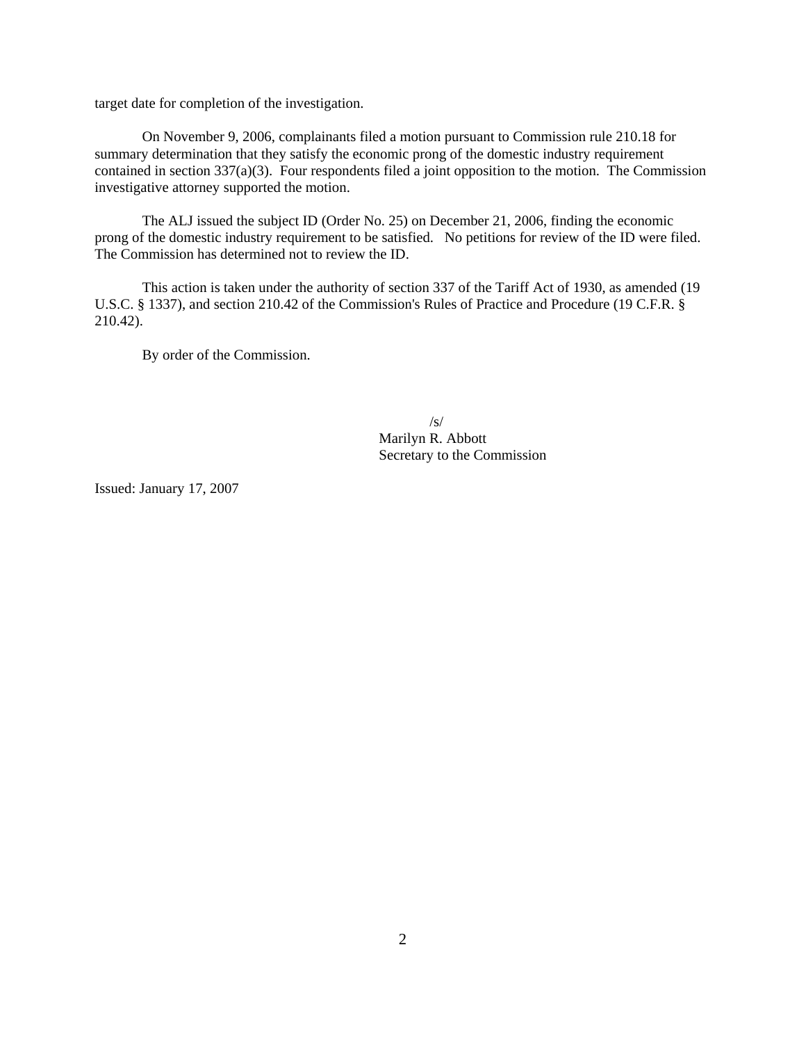target date for completion of the investigation.

On November 9, 2006, complainants filed a motion pursuant to Commission rule 210.18 for summary determination that they satisfy the economic prong of the domestic industry requirement contained in section 337(a)(3). Four respondents filed a joint opposition to the motion. The Commission investigative attorney supported the motion.

The ALJ issued the subject ID (Order No. 25) on December 21, 2006, finding the economic prong of the domestic industry requirement to be satisfied. No petitions for review of the ID were filed. The Commission has determined not to review the ID.

This action is taken under the authority of section 337 of the Tariff Act of 1930, as amended (19 U.S.C. § 1337), and section 210.42 of the Commission's Rules of Practice and Procedure (19 C.F.R. § 210.42).

By order of the Commission.

/s/
Marilyn R. Abbott
Secretary to the Commission

Issued: January 17, 2007